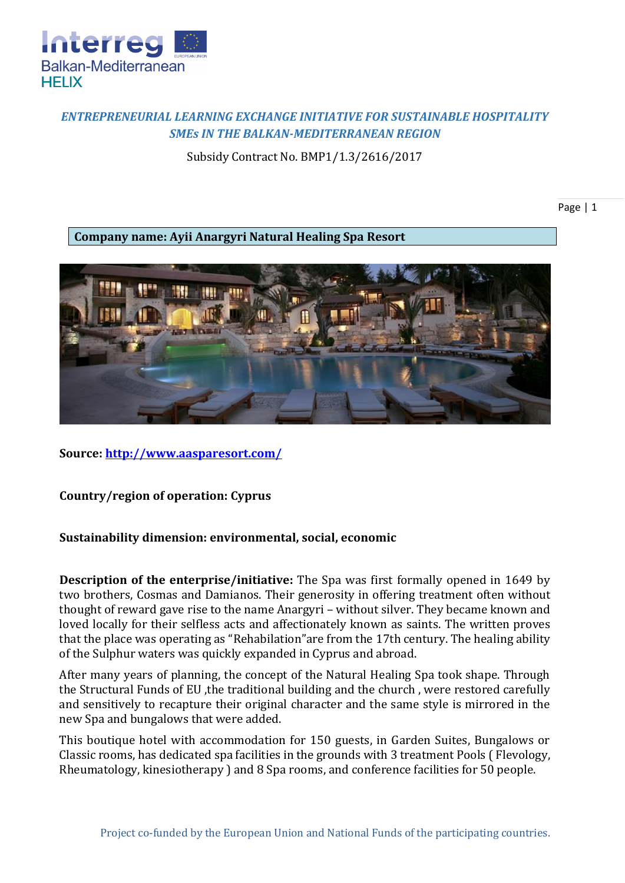*ENTREPRENEURIAL LEARNING EXCHANGE INITIATIVE FOR SUSTAINABLE HOSPITALITY SMEs IN THE BALKAN-MEDITERRANEAN REGION*

Subsidy Contract No. BMP1/1.3/2616/2017

**Company name: Ayii Anargyri Natural Healing Spa Resort**

**Source:** http://www.aasparesort.com/

**Country/region of operation: Cyprus**

**Sustainability dimension: environmental, social, economic**

**Description of the enterprise/initiative:** The Spa was first formally opened in 1649 by two brothers, Cosmas and Damianos. Their generosity in offering treatment often without thought of reward gave rise to the name Anargyri – without silver. They became known and loved locally for their selfless acts and affectionately known as saints. The written proves that the place was operating as "Rehabilitation"are from the 17th century. The healing ability of the Sulphur waters was quickly expanded in Cyprus and abroad.

After many years of planning, the concept of the Natural Healing Spa took shape. Through the Structural Funds of EU ,the traditional building and the church , were restored carefully and sensitively to recapture their original character and the same style is mirrored in the new Spa and bungalows that were added.

This boutique hotel with accommodation for 150 guests, in Garden Suites, Bungalows or Classic rooms, has dedicated spa facilities in the grounds with 3 treatment Pools ( Flevology, Rheumatology, kinesiotherapy ) and 8 Spa rooms, and conference facilities for 50 people.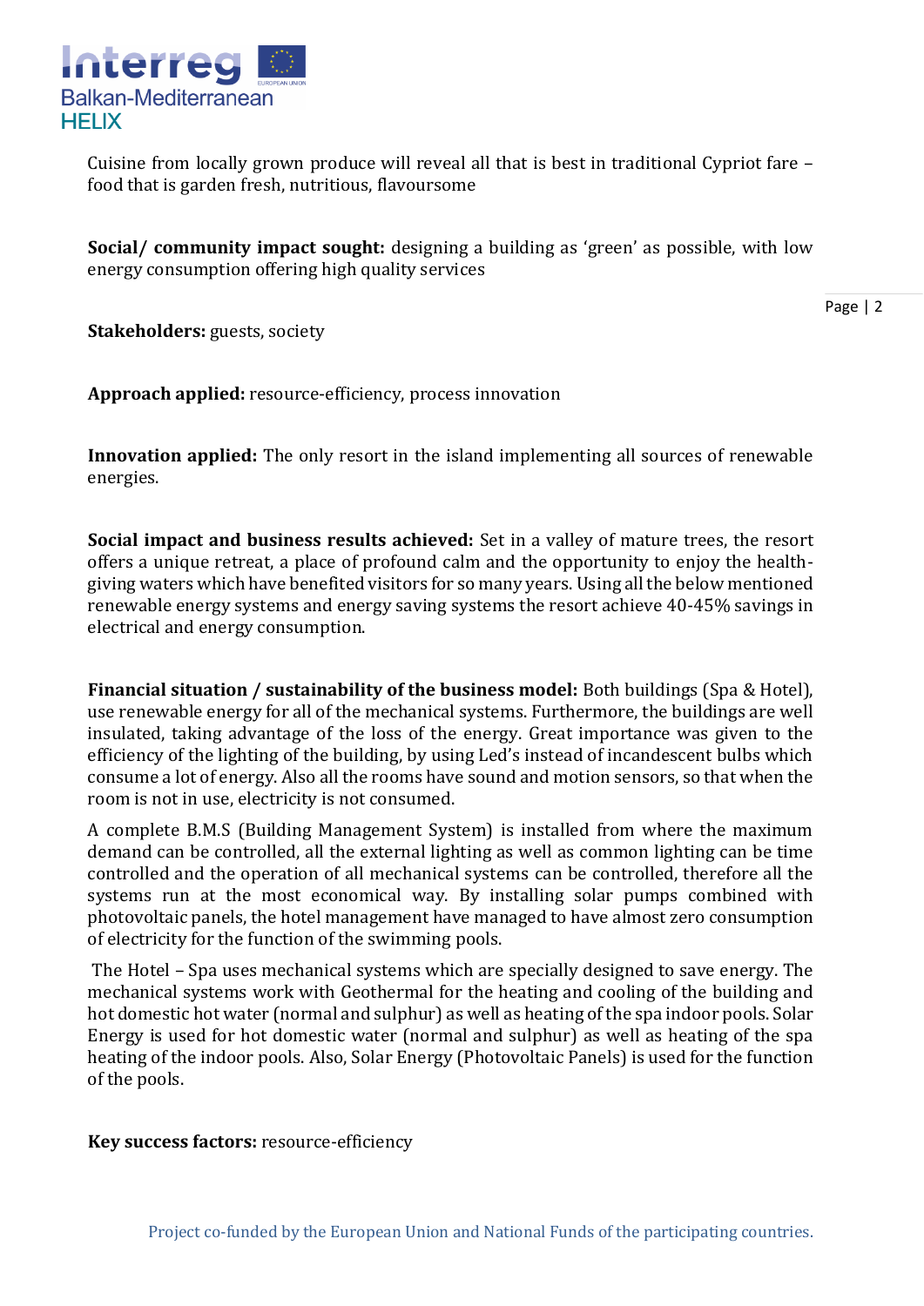Cuisine from locally grown produce will reveal all that is best in traditional Cypriot fare – food that is garden fresh, nutritious, flavoursome

**Social/ community impact sought:** designing a building as 'green' as possible, with low energy consumption offering high quality services

**Stakeholders:** guests, society

**Approach applied:** resource-efficiency, process innovation

**Innovation applied:** The only resort in the island implementing all sources of renewable energies.

**Social impact and business results achieved:** Set in a valley of mature trees, the resort offers a unique retreat, a place of profound calm and the opportunity to enjoy the health-giving waters which have benefited visitors for so many years. Using all the below mentioned renewable energy systems and energy saving systems the resort achieve 40-45% savings in electrical and energy consumption.

**Financial situation / sustainability of the business model:** Both buildings (Spa & Hotel), use renewable energy for all of the mechanical systems. Furthermore, the buildings are well insulated, taking advantage of the loss of the energy. Great importance was given to the efficiency of the lighting of the building, by using Led's instead of incandescent bulbs which consume a lot of energy. Also all the rooms have sound and motion sensors, so that when the room is not in use, electricity is not consumed.

A complete B.M.S (Building Management System) is installed from where the maximum demand can be controlled, all the external lighting as well as common lighting can be time controlled and the operation of all mechanical systems can be controlled, therefore all the systems run at the most economical way. By installing solar pumps combined with photovoltaic panels, the hotel management have managed to have almost zero consumption of electricity for the function of the swimming pools.

The Hotel – Spa uses mechanical systems which are specially designed to save energy. The mechanical systems work with Geothermal for the heating and cooling of the building and hot domestic hot water (normal and sulphur) as well as heating of the spa indoor pools. Solar Energy is used for hot domestic water (normal and sulphur) as well as heating of the spa heating of the indoor pools. Also, Solar Energy (Photovoltaic Panels) is used for the function of the pools.

**Key success factors:** resource-efficiency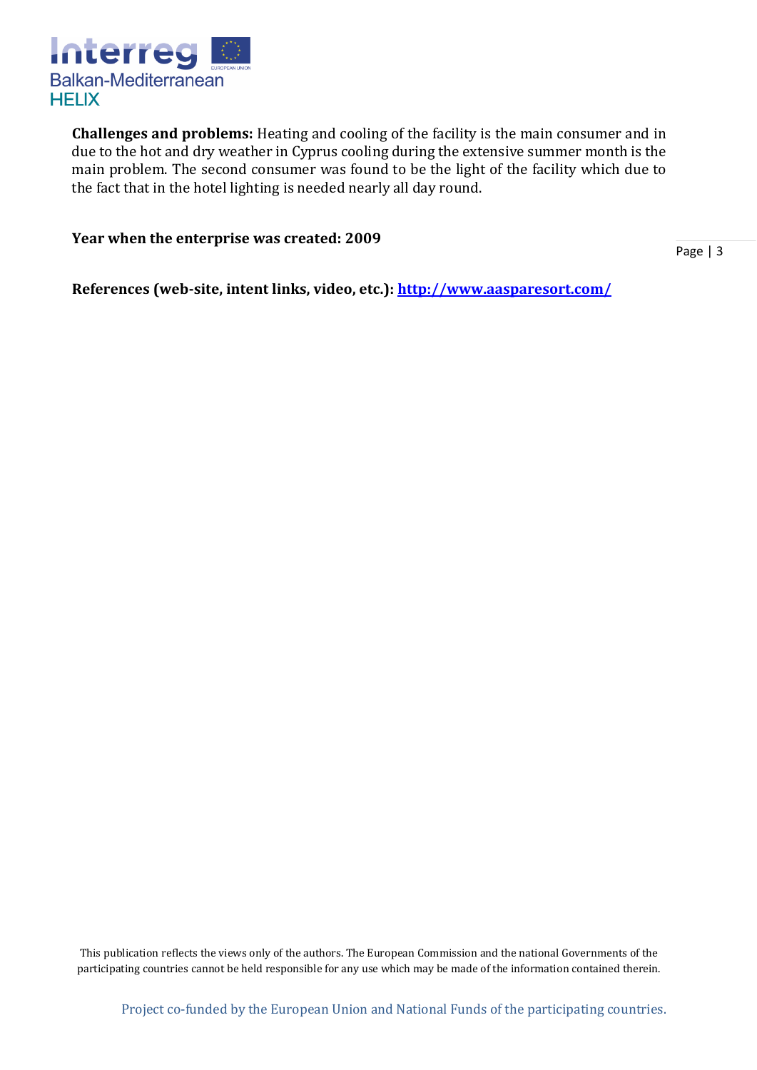**Challenges and problems:** Heating and cooling of the facility is the main consumer and in due to the hot and dry weather in Cyprus cooling during the extensive summer month is the main problem. The second consumer was found to be the light of the facility which due to the fact that in the hotel lighting is needed nearly all day round.

**Year when the enterprise was created: 2009**

**References (web-site, intent links, video, etc.): [http://www.aasparesort.com/](http://www.aasparesort.com/)**

This publication reflects the views only of the authors. The European Commission and the national Governments of the participating countries cannot be held responsible for any use which may be made of the information contained therein.

Project co-funded by the European Union and National Funds of the participating countries.